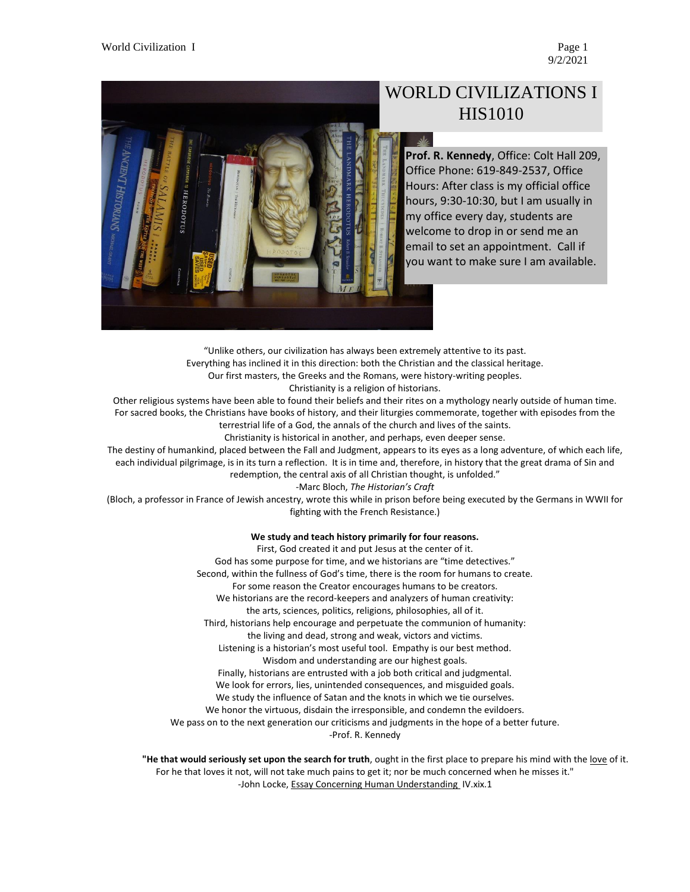# WORLD CIVILIZATIONS I
# HIS1010

**Prof. R. Kennedy**, Office: Colt Hall 209, Office Phone: 619-849-2537, Office Hours: After class is my official office hours, 9:30-10:30, but I am usually in my office every day, students are welcome to drop in or send me an email to set an appointment. Call if you want to make sure I am available.

"Unlike others, our civilization has always been extremely attentive to its past.
Everything has inclined it in this direction: both the Christian and the classical heritage.
Our first masters, the Greeks and the Romans, were history-writing peoples.
Christianity is a religion of historians.
Other religious systems have been able to found their beliefs and their rites on a mythology nearly outside of human time.
For sacred books, the Christians have books of history, and their liturgies commemorate, together with episodes from the terrestrial life of a God, the annals of the church and lives of the saints.
Christianity is historical in another, and perhaps, even deeper sense.
The destiny of humankind, placed between the Fall and Judgment, appears to its eyes as a long adventure, of which each life, each individual pilgrimage, is in its turn a reflection. It is in time and, therefore, in history that the great drama of Sin and redemption, the central axis of all Christian thought, is unfolded."
-Marc Bloch, *The Historian's Craft*
(Bloch, a professor in France of Jewish ancestry, wrote this while in prison before being executed by the Germans in WWII for fighting with the French Resistance.)

**We study and teach history primarily for four reasons.**
First, God created it and put Jesus at the center of it.
God has some purpose for time, and we historians are "time detectives."
Second, within the fullness of God's time, there is the room for humans to create.
For some reason the Creator encourages humans to be creators.
We historians are the record-keepers and analyzers of human creativity:
the arts, sciences, politics, religions, philosophies, all of it.
Third, historians help encourage and perpetuate the communion of humanity:
the living and dead, strong and weak, victors and victims.
Listening is a historian's most useful tool. Empathy is our best method.
Wisdom and understanding are our highest goals.
Finally, historians are entrusted with a job both critical and judgmental.
We look for errors, lies, unintended consequences, and misguided goals.
We study the influence of Satan and the knots in which we tie ourselves.
We honor the virtuous, disdain the irresponsible, and condemn the evildoers.
We pass on to the next generation our criticisms and judgments in the hope of a better future.
-Prof. R. Kennedy

**"He that would seriously set upon the search for truth**, ought in the first place to prepare his mind with the love of it. For he that loves it not, will not take much pains to get it; nor be much concerned when he misses it."
-John Locke, Essay Concerning Human Understanding IV.xix.1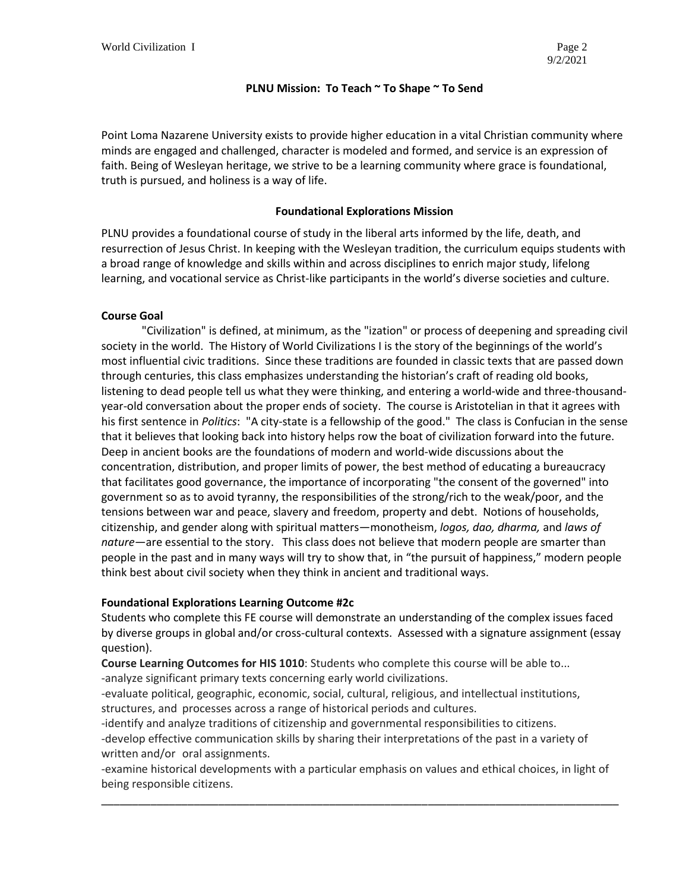**PLNU Mission: To Teach ~ To Shape ~ To Send**

Point Loma Nazarene University exists to provide higher education in a vital Christian community where minds are engaged and challenged, character is modeled and formed, and service is an expression of faith. Being of Wesleyan heritage, we strive to be a learning community where grace is foundational, truth is pursued, and holiness is a way of life.

**Foundational Explorations Mission**

PLNU provides a foundational course of study in the liberal arts informed by the life, death, and resurrection of Jesus Christ. In keeping with the Wesleyan tradition, the curriculum equips students with a broad range of knowledge and skills within and across disciplines to enrich major study, lifelong learning, and vocational service as Christ-like participants in the world's diverse societies and culture.

**Course Goal**

"Civilization" is defined, at minimum, as the "ization" or process of deepening and spreading civil society in the world. The History of World Civilizations I is the story of the beginnings of the world's most influential civic traditions. Since these traditions are founded in classic texts that are passed down through centuries, this class emphasizes understanding the historian's craft of reading old books, listening to dead people tell us what they were thinking, and entering a world-wide and three-thousand-year-old conversation about the proper ends of society. The course is Aristotelian in that it agrees with his first sentence in *Politics*: "A city-state is a fellowship of the good." The class is Confucian in the sense that it believes that looking back into history helps row the boat of civilization forward into the future. Deep in ancient books are the foundations of modern and world-wide discussions about the concentration, distribution, and proper limits of power, the best method of educating a bureaucracy that facilitates good governance, the importance of incorporating "the consent of the governed" into government so as to avoid tyranny, the responsibilities of the strong/rich to the weak/poor, and the tensions between war and peace, slavery and freedom, property and debt. Notions of households, citizenship, and gender along with spiritual matters—monotheism, *logos, dao, dharma,* and *laws of nature*—are essential to the story. This class does not believe that modern people are smarter than people in the past and in many ways will try to show that, in "the pursuit of happiness," modern people think best about civil society when they think in ancient and traditional ways.

**Foundational Explorations Learning Outcome #2c**

Students who complete this FE course will demonstrate an understanding of the complex issues faced by diverse groups in global and/or cross-cultural contexts. Assessed with a signature assignment (essay question).

**Course Learning Outcomes for HIS 1010**: Students who complete this course will be able to...

- analyze significant primary texts concerning early world civilizations.
- evaluate political, geographic, economic, social, cultural, religious, and intellectual institutions, structures, and processes across a range of historical periods and cultures.
- identify and analyze traditions of citizenship and governmental responsibilities to citizens.
- develop effective communication skills by sharing their interpretations of the past in a variety of written and/or oral assignments.
- examine historical developments with a particular emphasis on values and ethical choices, in light of being responsible citizens.

---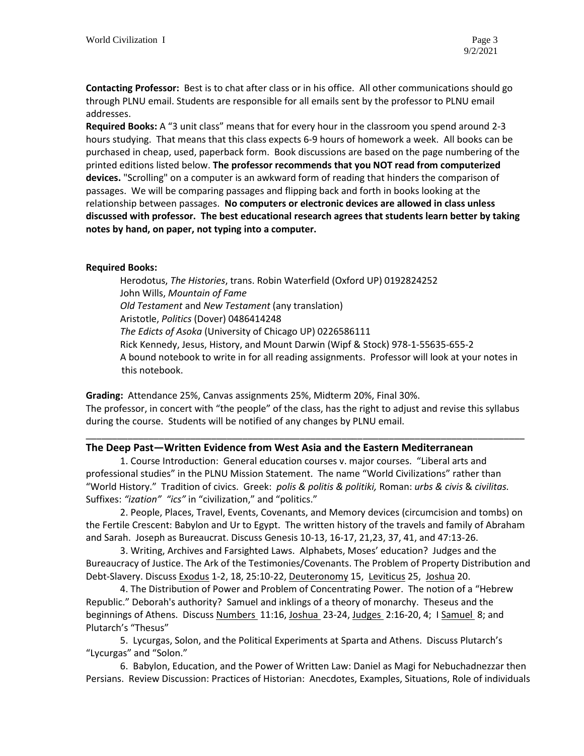**Contacting Professor:** Best is to chat after class or in his office. All other communications should go through PLNU email. Students are responsible for all emails sent by the professor to PLNU email addresses.

**Required Books:** A "3 unit class" means that for every hour in the classroom you spend around 2-3 hours studying. That means that this class expects 6-9 hours of homework a week. All books can be purchased in cheap, used, paperback form. Book discussions are based on the page numbering of the printed editions listed below. **The professor recommends that you NOT read from computerized devices.** "Scrolling" on a computer is an awkward form of reading that hinders the comparison of passages. We will be comparing passages and flipping back and forth in books looking at the relationship between passages. **No computers or electronic devices are allowed in class unless discussed with professor. The best educational research agrees that students learn better by taking notes by hand, on paper, not typing into a computer.**

**Required Books:**

Herodotus, *The Histories*, trans. Robin Waterfield (Oxford UP) 0192824252
John Wills, *Mountain of Fame*
*Old Testament* and *New Testament* (any translation)
Aristotle, *Politics* (Dover) 0486414248
*The Edicts of Asoka* (University of Chicago UP) 0226586111
Rick Kennedy, Jesus, History, and Mount Darwin (Wipf & Stock) 978-1-55635-655-2
A bound notebook to write in for all reading assignments. Professor will look at your notes in this notebook.

**Grading:** Attendance 25%, Canvas assignments 25%, Midterm 20%, Final 30%.
The professor, in concert with "the people" of the class, has the right to adjust and revise this syllabus during the course. Students will be notified of any changes by PLNU email.

---

## The Deep Past—Written Evidence from West Asia and the Eastern Mediterranean

1. Course Introduction: General education courses v. major courses. "Liberal arts and professional studies" in the PLNU Mission Statement. The name "World Civilizations" rather than "World History." Tradition of civics. Greek: *polis & politis & politiki,* Roman: *urbs & civis* & *civilitas.* Suffixes: *"ization" "ics"* in "civilization," and "politics."

2. People, Places, Travel, Events, Covenants, and Memory devices (circumcision and tombs) on the Fertile Crescent: Babylon and Ur to Egypt. The written history of the travels and family of Abraham and Sarah. Joseph as Bureaucrat. Discuss Genesis 10-13, 16-17, 21,23, 37, 41, and 47:13-26.

3. Writing, Archives and Farsighted Laws. Alphabets, Moses' education? Judges and the Bureaucracy of Justice. The Ark of the Testimonies/Covenants. The Problem of Property Distribution and Debt-Slavery. Discuss Exodus 1-2, 18, 25:10-22, Deuteronomy 15, Leviticus 25, Joshua 20.

4. The Distribution of Power and Problem of Concentrating Power. The notion of a "Hebrew Republic." Deborah's authority? Samuel and inklings of a theory of monarchy. Theseus and the beginnings of Athens. Discuss Numbers 11:16, Joshua 23-24, Judges 2:16-20, 4; I Samuel 8; and Plutarch's "Thesus"

5. Lycurgas, Solon, and the Political Experiments at Sparta and Athens. Discuss Plutarch's "Lycurgas" and "Solon."

6. Babylon, Education, and the Power of Written Law: Daniel as Magi for Nebuchadnezzar then Persians. Review Discussion: Practices of Historian: Anecdotes, Examples, Situations, Role of individuals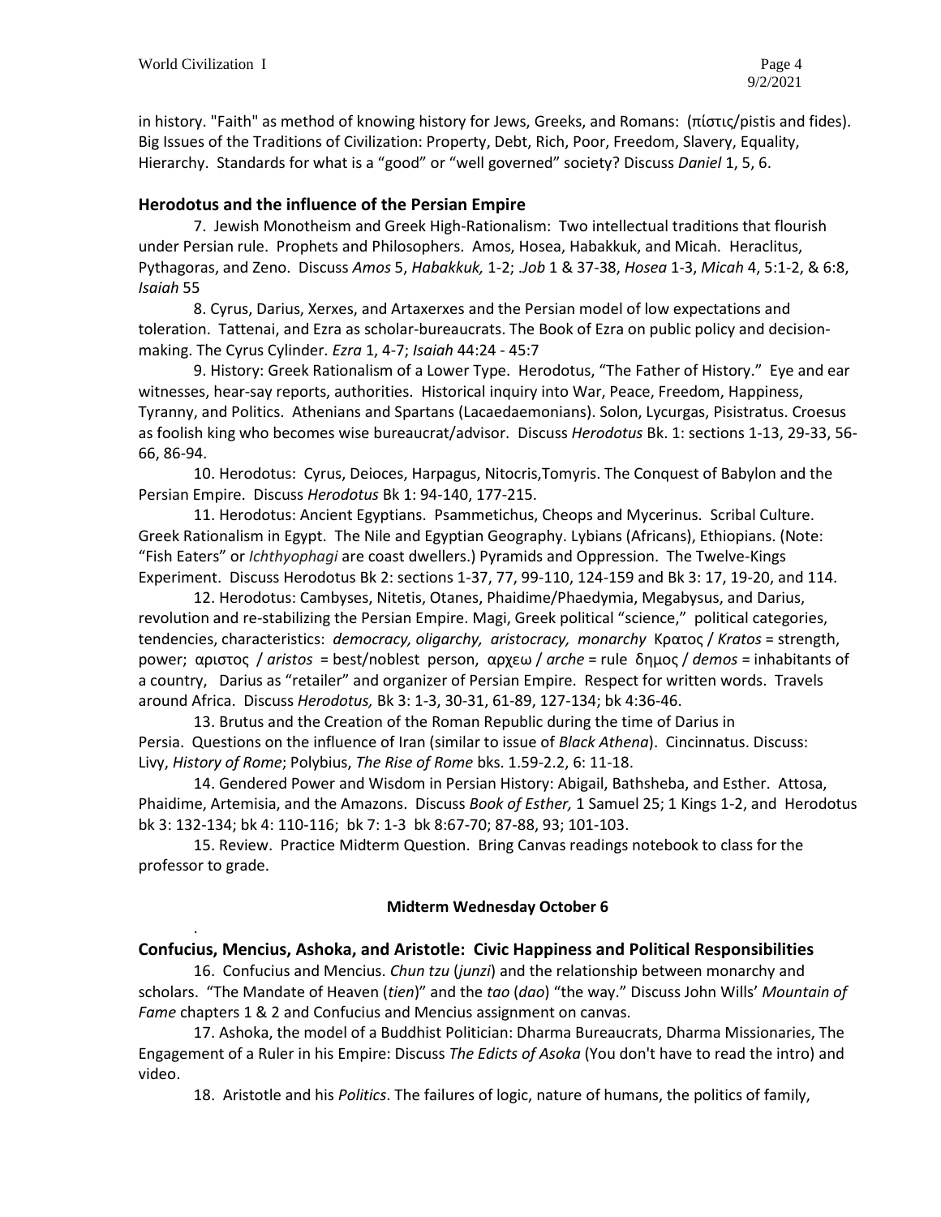in history. "Faith" as method of knowing history for Jews, Greeks, and Romans: (πίστις/pistis and fides). Big Issues of the Traditions of Civilization: Property, Debt, Rich, Poor, Freedom, Slavery, Equality, Hierarchy. Standards for what is a "good" or "well governed" society? Discuss *Daniel* 1, 5, 6.

## Herodotus and the influence of the Persian Empire

7. Jewish Monotheism and Greek High-Rationalism: Two intellectual traditions that flourish under Persian rule. Prophets and Philosophers. Amos, Hosea, Habakkuk, and Micah. Heraclitus, Pythagoras, and Zeno. Discuss *Amos* 5, *Habakkuk,* 1-2; *Job* 1 & 37-38, *Hosea* 1-3, *Micah* 4, 5:1-2, & 6:8, *Isaiah* 55

8. Cyrus, Darius, Xerxes, and Artaxerxes and the Persian model of low expectations and toleration. Tattenai, and Ezra as scholar-bureaucrats. The Book of Ezra on public policy and decision-making. The Cyrus Cylinder. *Ezra* 1, 4-7; *Isaiah* 44:24 - 45:7

9. History: Greek Rationalism of a Lower Type. Herodotus, "The Father of History." Eye and ear witnesses, hear-say reports, authorities. Historical inquiry into War, Peace, Freedom, Happiness, Tyranny, and Politics. Athenians and Spartans (Lacaedaemonians). Solon, Lycurgas, Pisistratus. Croesus as foolish king who becomes wise bureaucrat/advisor. Discuss *Herodotus* Bk. 1: sections 1-13, 29-33, 56-66, 86-94.

10. Herodotus: Cyrus, Deioces, Harpagus, Nitocris,Tomyris. The Conquest of Babylon and the Persian Empire. Discuss *Herodotus* Bk 1: 94-140, 177-215.

11. Herodotus: Ancient Egyptians. Psammetichus, Cheops and Mycerinus. Scribal Culture. Greek Rationalism in Egypt. The Nile and Egyptian Geography. Lybians (Africans), Ethiopians. (Note: "Fish Eaters" or *Ichthyophagi* are coast dwellers.) Pyramids and Oppression. The Twelve-Kings Experiment. Discuss Herodotus Bk 2: sections 1-37, 77, 99-110, 124-159 and Bk 3: 17, 19-20, and 114.

12. Herodotus: Cambyses, Nitetis, Otanes, Phaidime/Phaedymia, Megabysus, and Darius, revolution and re-stabilizing the Persian Empire. Magi, Greek political "science," political categories, tendencies, characteristics: *democracy, oligarchy, aristocracy, monarchy* Κρατος / *Kratos* = strength, power; αριστος / *aristos* = best/noblest person, αρχεω / *arche* = rule δημος / *demos* = inhabitants of a country, Darius as "retailer" and organizer of Persian Empire. Respect for written words. Travels around Africa. Discuss *Herodotus,* Bk 3: 1-3, 30-31, 61-89, 127-134; bk 4:36-46.

13. Brutus and the Creation of the Roman Republic during the time of Darius in Persia. Questions on the influence of Iran (similar to issue of *Black Athena*). Cincinnatus. Discuss: Livy, *History of Rome*; Polybius, *The Rise of Rome* bks. 1.59-2.2, 6: 11-18.

14. Gendered Power and Wisdom in Persian History: Abigail, Bathsheba, and Esther. Attosa, Phaidime, Artemisia, and the Amazons. Discuss *Book of Esther,* 1 Samuel 25; 1 Kings 1-2, and Herodotus bk 3: 132-134; bk 4: 110-116; bk 7: 1-3 bk 8:67-70; 87-88, 93; 101-103.

15. Review. Practice Midterm Question. Bring Canvas readings notebook to class for the professor to grade.

**Midterm Wednesday October 6**

## Confucius, Mencius, Ashoka, and Aristotle: Civic Happiness and Political Responsibilities

16. Confucius and Mencius. *Chun tzu* (*junzi*) and the relationship between monarchy and scholars. "The Mandate of Heaven (*tien*)" and the *tao* (*dao*) "the way." Discuss John Wills' *Mountain of Fame* chapters 1 & 2 and Confucius and Mencius assignment on canvas.

17. Ashoka, the model of a Buddhist Politician: Dharma Bureaucrats, Dharma Missionaries, The Engagement of a Ruler in his Empire: Discuss *The Edicts of Asoka* (You don't have to read the intro) and video.

18. Aristotle and his *Politics*. The failures of logic, nature of humans, the politics of family,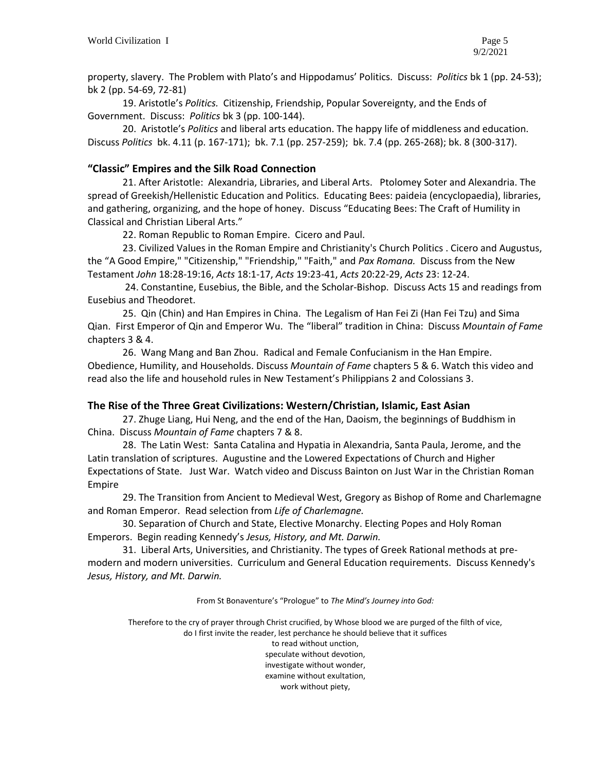property, slavery. The Problem with Plato's and Hippodamus' Politics. Discuss: *Politics* bk 1 (pp. 24-53); bk 2 (pp. 54-69, 72-81)

19. Aristotle's *Politics.* Citizenship, Friendship, Popular Sovereignty, and the Ends of Government. Discuss: *Politics* bk 3 (pp. 100-144).

20. Aristotle's *Politics* and liberal arts education. The happy life of middleness and education. Discuss *Politics* bk. 4.11 (p. 167-171); bk. 7.1 (pp. 257-259); bk. 7.4 (pp. 265-268); bk. 8 (300-317).

## "Classic" Empires and the Silk Road Connection

21. After Aristotle: Alexandria, Libraries, and Liberal Arts. Ptolomey Soter and Alexandria. The spread of Greekish/Hellenistic Education and Politics. Educating Bees: paideia (encyclopaedia), libraries, and gathering, organizing, and the hope of honey. Discuss "Educating Bees: The Craft of Humility in Classical and Christian Liberal Arts."

22. Roman Republic to Roman Empire. Cicero and Paul.

23. Civilized Values in the Roman Empire and Christianity's Church Politics . Cicero and Augustus, the "A Good Empire," "Citizenship," "Friendship," "Faith," and *Pax Romana.* Discuss from the New Testament *John* 18:28-19:16, *Acts* 18:1-17, *Acts* 19:23-41, *Acts* 20:22-29, *Acts* 23: 12-24.

24. Constantine, Eusebius, the Bible, and the Scholar-Bishop. Discuss Acts 15 and readings from Eusebius and Theodoret.

25. Qin (Chin) and Han Empires in China. The Legalism of Han Fei Zi (Han Fei Tzu) and Sima Qian. First Emperor of Qin and Emperor Wu. The "liberal" tradition in China: Discuss *Mountain of Fame* chapters 3 & 4.

26. Wang Mang and Ban Zhou. Radical and Female Confucianism in the Han Empire. Obedience, Humility, and Households. Discuss *Mountain of Fame* chapters 5 & 6. Watch this video and read also the life and household rules in New Testament's Philippians 2 and Colossians 3.

## The Rise of the Three Great Civilizations: Western/Christian, Islamic, East Asian

27. Zhuge Liang, Hui Neng, and the end of the Han, Daoism, the beginnings of Buddhism in China. Discuss *Mountain of Fame* chapters 7 & 8.

28. The Latin West: Santa Catalina and Hypatia in Alexandria, Santa Paula, Jerome, and the Latin translation of scriptures. Augustine and the Lowered Expectations of Church and Higher Expectations of State. Just War. Watch video and Discuss Bainton on Just War in the Christian Roman Empire

29. The Transition from Ancient to Medieval West, Gregory as Bishop of Rome and Charlemagne and Roman Emperor. Read selection from *Life of Charlemagne.*

30. Separation of Church and State, Elective Monarchy. Electing Popes and Holy Roman Emperors. Begin reading Kennedy's *Jesus, History, and Mt. Darwin.*

31. Liberal Arts, Universities, and Christianity. The types of Greek Rational methods at pre-modern and modern universities. Curriculum and General Education requirements. Discuss Kennedy's *Jesus, History, and Mt. Darwin.*

From St Bonaventure's "Prologue" to *The Mind's Journey into God:*

Therefore to the cry of prayer through Christ crucified, by Whose blood we are purged of the filth of vice,
do I first invite the reader, lest perchance he should believe that it suffices
to read without unction,
speculate without devotion,
investigate without wonder,
examine without exultation,
work without piety,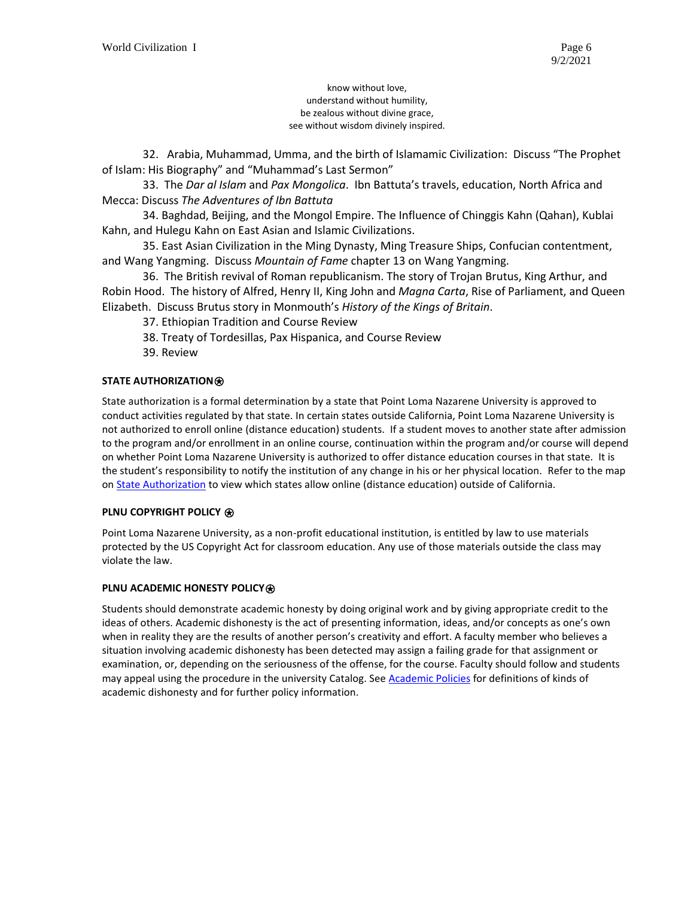know without love,
understand without humility,
be zealous without divine grace,
see without wisdom divinely inspired.

32. Arabia, Muhammad, Umma, and the birth of Islamamic Civilization: Discuss "The Prophet of Islam: His Biography" and "Muhammad's Last Sermon"

33. The *Dar al Islam* and *Pax Mongolica*. Ibn Battuta's travels, education, North Africa and Mecca: Discuss *The Adventures of Ibn Battuta*

34. Baghdad, Beijing, and the Mongol Empire. The Influence of Chinggis Kahn (Qahan), Kublai Kahn, and Hulegu Kahn on East Asian and Islamic Civilizations.

35. East Asian Civilization in the Ming Dynasty, Ming Treasure Ships, Confucian contentment, and Wang Yangming. Discuss *Mountain of Fame* chapter 13 on Wang Yangming.

36. The British revival of Roman republicanism. The story of Trojan Brutus, King Arthur, and Robin Hood. The history of Alfred, Henry II, King John and *Magna Carta*, Rise of Parliament, and Queen Elizabeth. Discuss Brutus story in Monmouth's *History of the Kings of Britain*.

37. Ethiopian Tradition and Course Review

38. Treaty of Tordesillas, Pax Hispanica, and Course Review

39. Review

**STATE AUTHORIZATION⍟**

State authorization is a formal determination by a state that Point Loma Nazarene University is approved to conduct activities regulated by that state. In certain states outside California, Point Loma Nazarene University is not authorized to enroll online (distance education) students. If a student moves to another state after admission to the program and/or enrollment in an online course, continuation within the program and/or course will depend on whether Point Loma Nazarene University is authorized to offer distance education courses in that state. It is the student's responsibility to notify the institution of any change in his or her physical location. Refer to the map on State Authorization to view which states allow online (distance education) outside of California.

**PLNU COPYRIGHT POLICY ⍟**

Point Loma Nazarene University, as a non-profit educational institution, is entitled by law to use materials protected by the US Copyright Act for classroom education. Any use of those materials outside the class may violate the law.

**PLNU ACADEMIC HONESTY POLICY⍟**

Students should demonstrate academic honesty by doing original work and by giving appropriate credit to the ideas of others. Academic dishonesty is the act of presenting information, ideas, and/or concepts as one's own when in reality they are the results of another person's creativity and effort. A faculty member who believes a situation involving academic dishonesty has been detected may assign a failing grade for that assignment or examination, or, depending on the seriousness of the offense, for the course. Faculty should follow and students may appeal using the procedure in the university Catalog. See Academic Policies for definitions of kinds of academic dishonesty and for further policy information.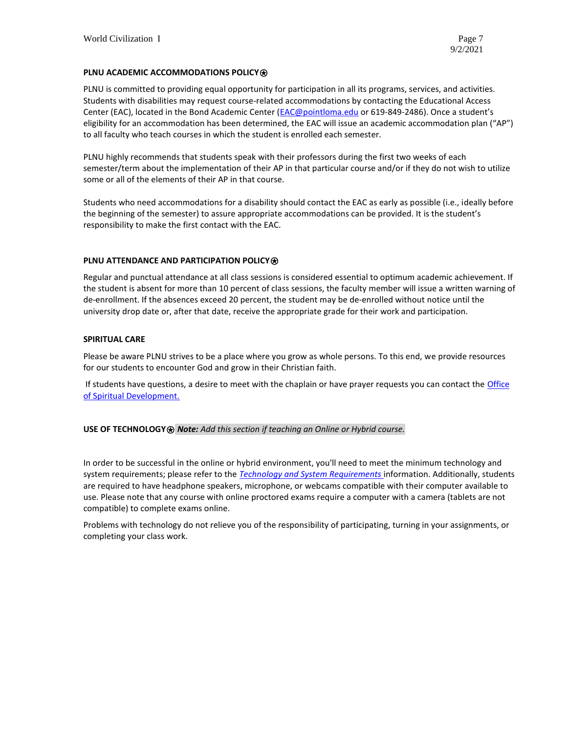**PLNU ACADEMIC ACCOMMODATIONS POLICY㊍**

PLNU is committed to providing equal opportunity for participation in all its programs, services, and activities. Students with disabilities may request course-related accommodations by contacting the Educational Access Center (EAC), located in the Bond Academic Center (EAC@pointloma.edu or 619-849-2486). Once a student's eligibility for an accommodation has been determined, the EAC will issue an academic accommodation plan ("AP") to all faculty who teach courses in which the student is enrolled each semester.

PLNU highly recommends that students speak with their professors during the first two weeks of each semester/term about the implementation of their AP in that particular course and/or if they do not wish to utilize some or all of the elements of their AP in that course.

Students who need accommodations for a disability should contact the EAC as early as possible (i.e., ideally before the beginning of the semester) to assure appropriate accommodations can be provided. It is the student's responsibility to make the first contact with the EAC.

**PLNU ATTENDANCE AND PARTICIPATION POLICY㊍**

Regular and punctual attendance at all class sessions is considered essential to optimum academic achievement. If the student is absent for more than 10 percent of class sessions, the faculty member will issue a written warning of de-enrollment. If the absences exceed 20 percent, the student may be de-enrolled without notice until the university drop date or, after that date, receive the appropriate grade for their work and participation.

**SPIRITUAL CARE**

Please be aware PLNU strives to be a place where you grow as whole persons. To this end, we provide resources for our students to encounter God and grow in their Christian faith.

If students have questions, a desire to meet with the chaplain or have prayer requests you can contact the Office of Spiritual Development.

**USE OF TECHNOLOGY㊍** ***Note:*** *Add this section if teaching an Online or Hybrid course.*

In order to be successful in the online or hybrid environment, you'll need to meet the minimum technology and system requirements; please refer to the *Technology and System Requirements* information. Additionally, students are required to have headphone speakers, microphone, or webcams compatible with their computer available to use. Please note that any course with online proctored exams require a computer with a camera (tablets are not compatible) to complete exams online.

Problems with technology do not relieve you of the responsibility of participating, turning in your assignments, or completing your class work.